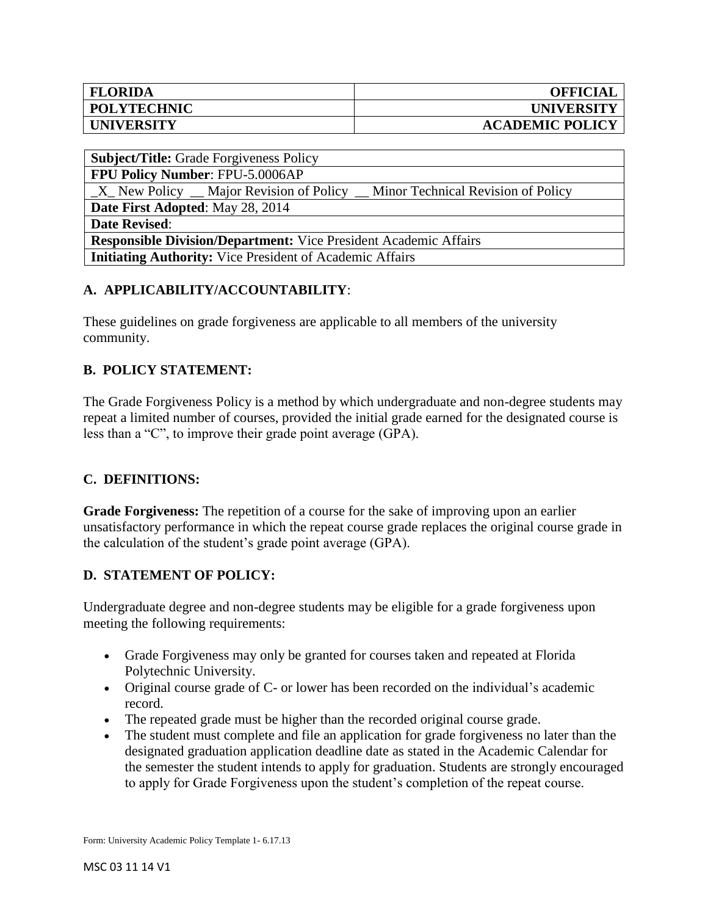| FLORIDA | OFFICIAL |
|---|---|
| POLYTECHNIC | UNIVERSITY |
| UNIVERSITY | ACADEMIC POLICY |

| **Subject/Title:** Grade Forgiveness Policy |
|---|
| **FPU Policy Number**: FPU-5.0006AP |
| _X_ New Policy __ Major Revision of Policy __ Minor Technical Revision of Policy |
| **Date First Adopted**: May 28, 2014 |
| **Date Revised**: |
| **Responsible Division/Department:** Vice President Academic Affairs |
| **Initiating Authority:** Vice President of Academic Affairs |

## A. APPLICABILITY/ACCOUNTABILITY:

These guidelines on grade forgiveness are applicable to all members of the university community.

## B. POLICY STATEMENT:

The Grade Forgiveness Policy is a method by which undergraduate and non-degree students may repeat a limited number of courses, provided the initial grade earned for the designated course is less than a "C", to improve their grade point average (GPA).

## C. DEFINITIONS:

**Grade Forgiveness:** The repetition of a course for the sake of improving upon an earlier unsatisfactory performance in which the repeat course grade replaces the original course grade in the calculation of the student's grade point average (GPA).

## D. STATEMENT OF POLICY:

Undergraduate degree and non-degree students may be eligible for a grade forgiveness upon meeting the following requirements:

- Grade Forgiveness may only be granted for courses taken and repeated at Florida Polytechnic University.
- Original course grade of C- or lower has been recorded on the individual's academic record.
- The repeated grade must be higher than the recorded original course grade.
- The student must complete and file an application for grade forgiveness no later than the designated graduation application deadline date as stated in the Academic Calendar for the semester the student intends to apply for graduation. Students are strongly encouraged to apply for Grade Forgiveness upon the student's completion of the repeat course.

Form: University Academic Policy Template 1- 6.17.13

MSC 03 11 14 V1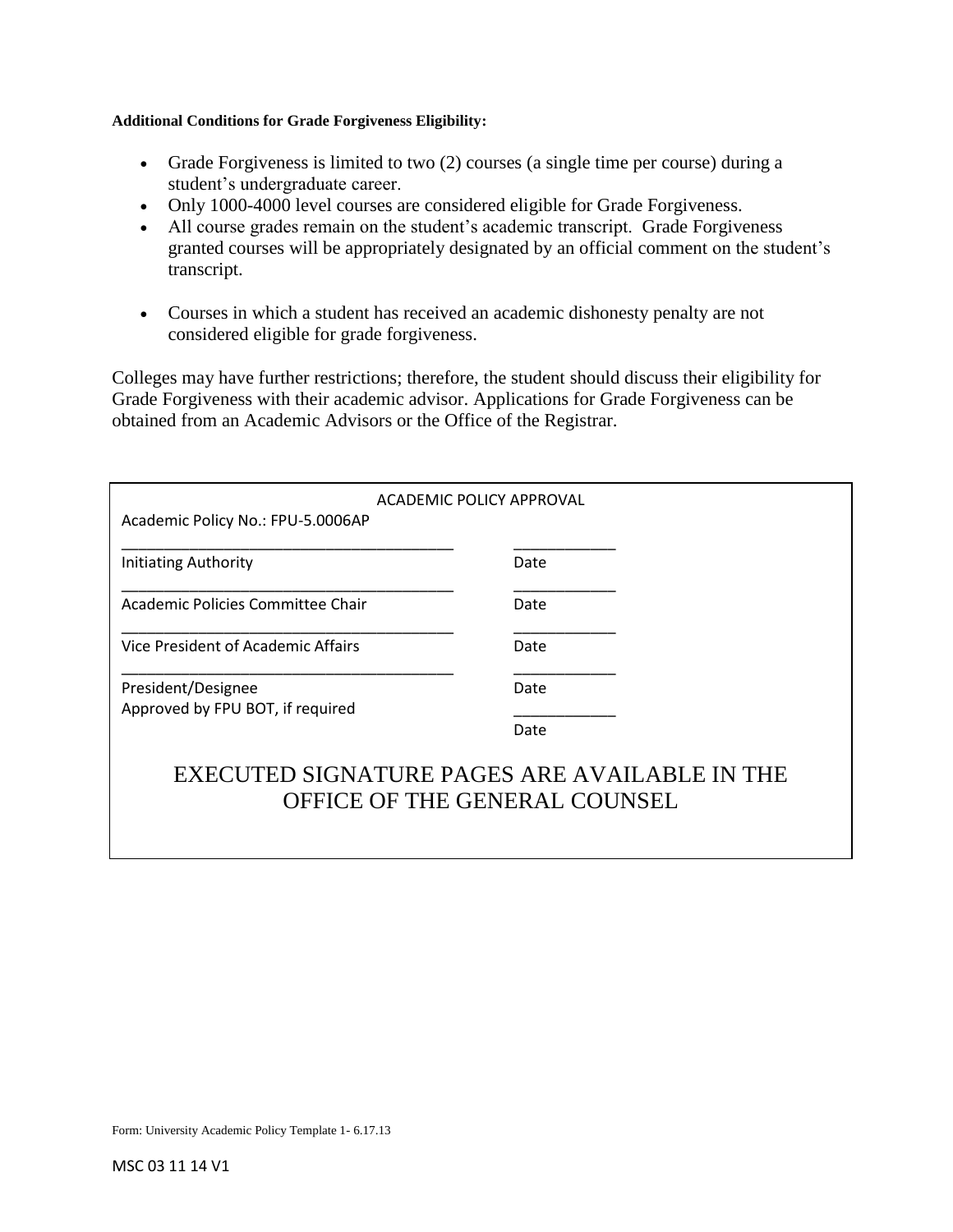**Additional Conditions for Grade Forgiveness Eligibility:**

- Grade Forgiveness is limited to two (2) courses (a single time per course) during a student's undergraduate career.
- Only 1000-4000 level courses are considered eligible for Grade Forgiveness.
- All course grades remain on the student's academic transcript. Grade Forgiveness granted courses will be appropriately designated by an official comment on the student's transcript.
- Courses in which a student has received an academic dishonesty penalty are not considered eligible for grade forgiveness.

Colleges may have further restrictions; therefore, the student should discuss their eligibility for Grade Forgiveness with their academic advisor. Applications for Grade Forgiveness can be obtained from an Academic Advisors or the Office of the Registrar.

ACADEMIC POLICY APPROVAL

Academic Policy No.: FPU-5.0006AP

| | |
|---|---|
| \_\_\_\_\_\_\_\_\_\_\_\_\_\_\_\_\_\_\_\_\_\_\_\_\_\_\_\_\_\_\_\_\_\_\_\_\_\_ | \_\_\_\_\_\_\_\_\_\_\_\_ |
| Initiating Authority | Date |
| \_\_\_\_\_\_\_\_\_\_\_\_\_\_\_\_\_\_\_\_\_\_\_\_\_\_\_\_\_\_\_\_\_\_\_\_\_\_ | \_\_\_\_\_\_\_\_\_\_\_\_ |
| Academic Policies Committee Chair | Date |
| \_\_\_\_\_\_\_\_\_\_\_\_\_\_\_\_\_\_\_\_\_\_\_\_\_\_\_\_\_\_\_\_\_\_\_\_\_\_ | \_\_\_\_\_\_\_\_\_\_\_\_ |
| Vice President of Academic Affairs | Date |
| \_\_\_\_\_\_\_\_\_\_\_\_\_\_\_\_\_\_\_\_\_\_\_\_\_\_\_\_\_\_\_\_\_\_\_\_\_\_ | \_\_\_\_\_\_\_\_\_\_\_\_ |
| President/Designee | Date |
| Approved by FPU BOT, if required | \_\_\_\_\_\_\_\_\_\_\_\_ |
| | Date |

EXECUTED SIGNATURE PAGES ARE AVAILABLE IN THE OFFICE OF THE GENERAL COUNSEL

Form: University Academic Policy Template 1- 6.17.13

MSC 03 11 14 V1